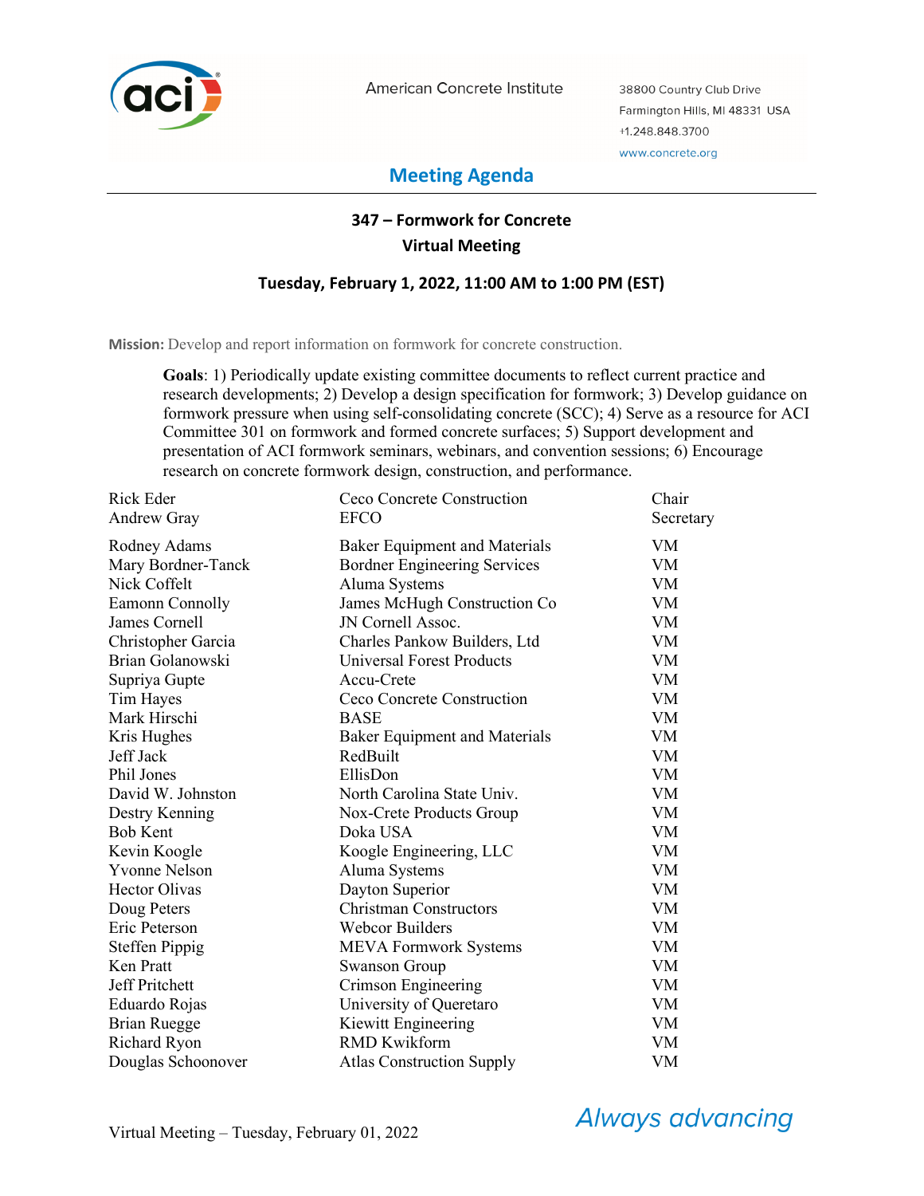American Concrete Institute

38800 Country Club Drive
Farmington Hills, MI 48331 USA
+1.248.848.3700
www.concrete.org

# Meeting Agenda

## 347 – Formwork for Concrete
## Virtual Meeting

### Tuesday, February 1, 2022, 11:00 AM to 1:00 PM (EST)

**Mission:** Develop and report information on formwork for concrete construction.

**Goals**: 1) Periodically update existing committee documents to reflect current practice and research developments; 2) Develop a design specification for formwork; 3) Develop guidance on formwork pressure when using self-consolidating concrete (SCC); 4) Serve as a resource for ACI Committee 301 on formwork and formed concrete surfaces; 5) Support development and presentation of ACI formwork seminars, webinars, and convention sessions; 6) Encourage research on concrete formwork design, construction, and performance.

| | | |
|---|---|---|
| Rick Eder | Ceco Concrete Construction | Chair |
| Andrew Gray | EFCO | Secretary |
| Rodney Adams | Baker Equipment and Materials | VM |
| Mary Bordner-Tanck | Bordner Engineering Services | VM |
| Nick Coffelt | Aluma Systems | VM |
| Eamonn Connolly | James McHugh Construction Co | VM |
| James Cornell | JN Cornell Assoc. | VM |
| Christopher Garcia | Charles Pankow Builders, Ltd | VM |
| Brian Golanowski | Universal Forest Products | VM |
| Supriya Gupte | Accu-Crete | VM |
| Tim Hayes | Ceco Concrete Construction | VM |
| Mark Hirschi | BASE | VM |
| Kris Hughes | Baker Equipment and Materials | VM |
| Jeff Jack | RedBuilt | VM |
| Phil Jones | EllisDon | VM |
| David W. Johnston | North Carolina State Univ. | VM |
| Destry Kenning | Nox-Crete Products Group | VM |
| Bob Kent | Doka USA | VM |
| Kevin Koogle | Koogle Engineering, LLC | VM |
| Yvonne Nelson | Aluma Systems | VM |
| Hector Olivas | Dayton Superior | VM |
| Doug Peters | Christman Constructors | VM |
| Eric Peterson | Webcor Builders | VM |
| Steffen Pippig | MEVA Formwork Systems | VM |
| Ken Pratt | Swanson Group | VM |
| Jeff Pritchett | Crimson Engineering | VM |
| Eduardo Rojas | University of Queretaro | VM |
| Brian Ruegge | Kiewitt Engineering | VM |
| Richard Ryon | RMD Kwikform | VM |
| Douglas Schoonover | Atlas Construction Supply | VM |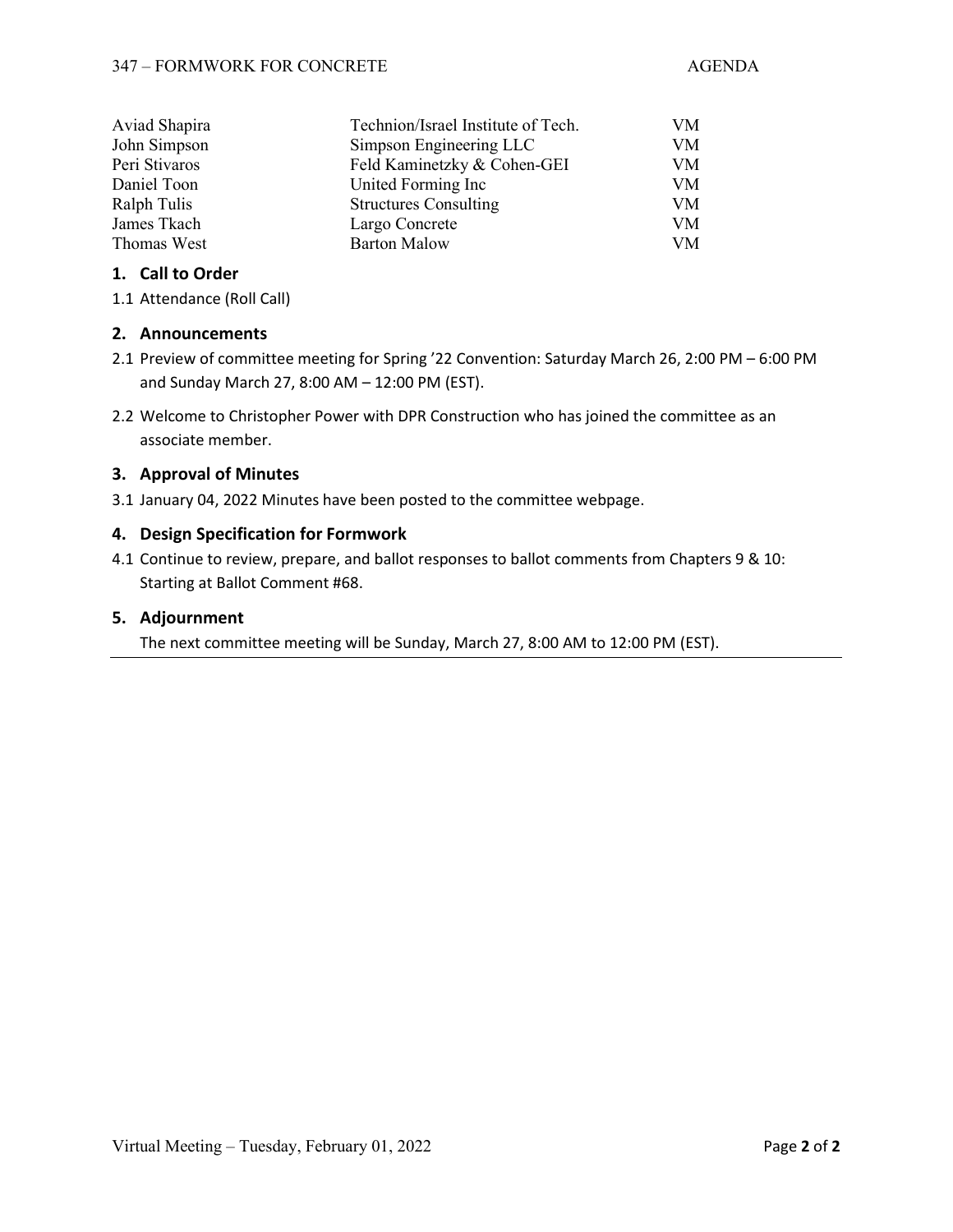| | | |
|---|---|---|
| Aviad Shapira | Technion/Israel Institute of Tech. | VM |
| John Simpson | Simpson Engineering LLC | VM |
| Peri Stivaros | Feld Kaminetzky & Cohen-GEI | VM |
| Daniel Toon | United Forming Inc | VM |
| Ralph Tulis | Structures Consulting | VM |
| James Tkach | Largo Concrete | VM |
| Thomas West | Barton Malow | VM |

## 1. Call to Order

1.1 Attendance (Roll Call)

## 2. Announcements

2.1 Preview of committee meeting for Spring '22 Convention: Saturday March 26, 2:00 PM – 6:00 PM and Sunday March 27, 8:00 AM – 12:00 PM (EST).

2.2 Welcome to Christopher Power with DPR Construction who has joined the committee as an associate member.

## 3. Approval of Minutes

3.1 January 04, 2022 Minutes have been posted to the committee webpage.

## 4. Design Specification for Formwork

4.1 Continue to review, prepare, and ballot responses to ballot comments from Chapters 9 & 10: Starting at Ballot Comment #68.

## 5. Adjournment

The next committee meeting will be Sunday, March 27, 8:00 AM to 12:00 PM (EST).